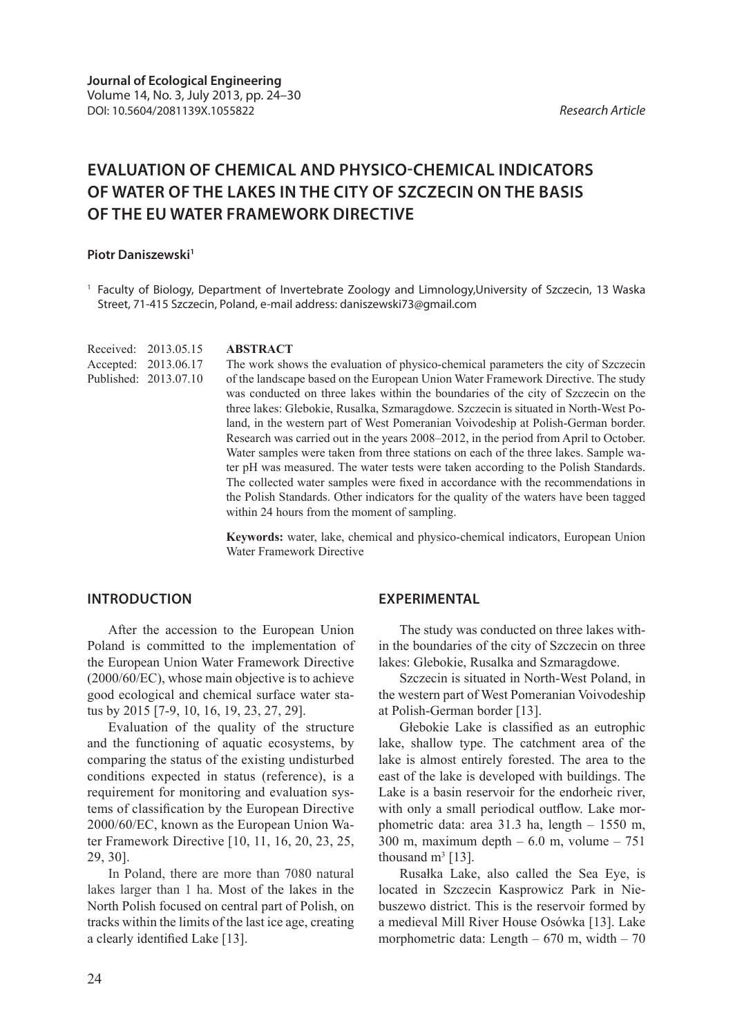**Journal of Ecological Engineering**
Volume 14, No. 3, July 2013, pp. 24–30
DOI: 10.5604/2081139X.1055822

*Research Article*

# EVALUATION OF CHEMICAL AND PHYSICO-CHEMICAL INDICATORS OF WATER OF THE LAKES IN THE CITY OF SZCZECIN ON THE BASIS OF THE EU WATER FRAMEWORK DIRECTIVE

**Piotr Daniszewski**[1]

[1] Faculty of Biology, Department of Invertebrate Zoology and Limnology,University of Szczecin, 13 Waska Street, 71-415 Szczecin, Poland, e-mail address: daniszewski73@gmail.com

Received: 2013.05.15
Accepted: 2013.06.17
Published: 2013.07.10

**ABSTRACT**

The work shows the evaluation of physico-chemical parameters the city of Szczecin of the landscape based on the European Union Water Framework Directive. The study was conducted on three lakes within the boundaries of the city of Szczecin on the three lakes: Glebokie, Rusalka, Szmaragdowe. Szczecin is situated in North-West Poland, in the western part of West Pomeranian Voivodeship at Polish-German border. Research was carried out in the years 2008–2012, in the period from April to October. Water samples were taken from three stations on each of the three lakes. Sample water pH was measured. The water tests were taken according to the Polish Standards. The collected water samples were fixed in accordance with the recommendations in the Polish Standards. Other indicators for the quality of the waters have been tagged within 24 hours from the moment of sampling.

**Keywords:** water, lake, chemical and physico-chemical indicators, European Union Water Framework Directive

## INTRODUCTION

After the accession to the European Union Poland is committed to the implementation of the European Union Water Framework Directive (2000/60/EC), whose main objective is to achieve good ecological and chemical surface water status by 2015 [7-9, 10, 16, 19, 23, 27, 29].

Evaluation of the quality of the structure and the functioning of aquatic ecosystems, by comparing the status of the existing undisturbed conditions expected in status (reference), is a requirement for monitoring and evaluation systems of classification by the European Directive 2000/60/EC, known as the European Union Water Framework Directive [10, 11, 16, 20, 23, 25, 29, 30].

In Poland, there are more than 7080 natural lakes larger than 1 ha. Most of the lakes in the North Polish focused on central part of Polish, on tracks within the limits of the last ice age, creating a clearly identified Lake [13].

## EXPERIMENTAL

The study was conducted on three lakes within the boundaries of the city of Szczecin on three lakes: Glebokie, Rusalka and Szmaragdowe.

Szczecin is situated in North-West Poland, in the western part of West Pomeranian Voivodeship at Polish-German border [13].

Głebokie Lake is classified as an eutrophic lake, shallow type. The catchment area of the lake is almost entirely forested. The area to the east of the lake is developed with buildings. The Lake is a basin reservoir for the endorheic river, with only a small periodical outflow. Lake morphometric data: area 31.3 ha, length – 1550 m, 300 m, maximum depth – 6.0 m, volume – 751 thousand $m^3$ [13].

Rusałka Lake, also called the Sea Eye, is located in Szczecin Kasprowicz Park in Niebuszewo district. This is the reservoir formed by a medieval Mill River House Osówka [13]. Lake morphometric data: Length – 670 m, width – 70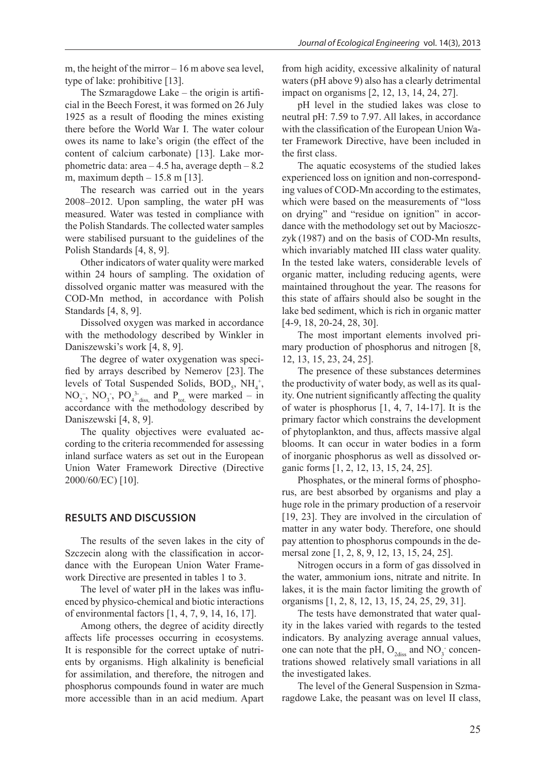m, the height of the mirror – 16 m above sea level, type of lake: prohibitive [13].

The Szmaragdowe Lake – the origin is artificial in the Beech Forest, it was formed on 26 July 1925 as a result of flooding the mines existing there before the World War I. The water colour owes its name to lake's origin (the effect of the content of calcium carbonate) [13]. Lake morphometric data: area – 4.5 ha, average depth – 8.2 m, maximum depth – 15.8 m [13].

The research was carried out in the years 2008–2012. Upon sampling, the water pH was measured. Water was tested in compliance with the Polish Standards. The collected water samples were stabilised pursuant to the guidelines of the Polish Standards [4, 8, 9].

Other indicators of water quality were marked within 24 hours of sampling. The oxidation of dissolved organic matter was measured with the COD-Mn method, in accordance with Polish Standards [4, 8, 9].

Dissolved oxygen was marked in accordance with the methodology described by Winkler in Daniszewski's work [4, 8, 9].

The degree of water oxygenation was specified by arrays described by Nemerov [23]. The levels of Total Suspended Solids, $BOD_5$, $NH_4^+$, $NO_2^-$, $NO_3^-$, $PO_4^{3-}{}_{diss.}$ and $P_{tot.}$ were marked – in accordance with the methodology described by Daniszewski [4, 8, 9].

The quality objectives were evaluated according to the criteria recommended for assessing inland surface waters as set out in the European Union Water Framework Directive (Directive 2000/60/EC) [10].

## RESULTS AND DISCUSSION

The results of the seven lakes in the city of Szczecin along with the classification in accordance with the European Union Water Framework Directive are presented in tables 1 to 3.

The level of water pH in the lakes was influenced by physico-chemical and biotic interactions of environmental factors [1, 4, 7, 9, 14, 16, 17].

Among others, the degree of acidity directly affects life processes occurring in ecosystems. It is responsible for the correct uptake of nutrients by organisms. High alkalinity is beneficial for assimilation, and therefore, the nitrogen and phosphorus compounds found in water are much more accessible than in an acid medium. Apart from high acidity, excessive alkalinity of natural waters (pH above 9) also has a clearly detrimental impact on organisms [2, 12, 13, 14, 24, 27].

pH level in the studied lakes was close to neutral pH: 7.59 to 7.97. All lakes, in accordance with the classification of the European Union Water Framework Directive, have been included in the first class.

The aquatic ecosystems of the studied lakes experienced loss on ignition and non-corresponding values of COD-Mn according to the estimates, which were based on the measurements of "loss on drying" and "residue on ignition" in accordance with the methodology set out by Macioszczyk (1987) and on the basis of COD-Mn results, which invariably matched III class water quality. In the tested lake waters, considerable levels of organic matter, including reducing agents, were maintained throughout the year. The reasons for this state of affairs should also be sought in the lake bed sediment, which is rich in organic matter [4-9, 18, 20-24, 28, 30].

The most important elements involved primary production of phosphorus and nitrogen [8, 12, 13, 15, 23, 24, 25].

The presence of these substances determines the productivity of water body, as well as its quality. One nutrient significantly affecting the quality of water is phosphorus [1, 4, 7, 14-17]. It is the primary factor which constrains the development of phytoplankton, and thus, affects massive algal blooms. It can occur in water bodies in a form of inorganic phosphorus as well as dissolved organic forms [1, 2, 12, 13, 15, 24, 25].

Phosphates, or the mineral forms of phosphorus, are best absorbed by organisms and play a huge role in the primary production of a reservoir [19, 23]. They are involved in the circulation of matter in any water body. Therefore, one should pay attention to phosphorus compounds in the demersal zone [1, 2, 8, 9, 12, 13, 15, 24, 25].

Nitrogen occurs in a form of gas dissolved in the water, ammonium ions, nitrate and nitrite. In lakes, it is the main factor limiting the growth of organisms [1, 2, 8, 12, 13, 15, 24, 25, 29, 31].

The tests have demonstrated that water quality in the lakes varied with regards to the tested indicators. By analyzing average annual values, one can note that the pH, $O_{2diss}$ and $NO_3^-$ concentrations showed relatively small variations in all the investigated lakes.

The level of the General Suspension in Szmaragdowe Lake, the peasant was on level II class,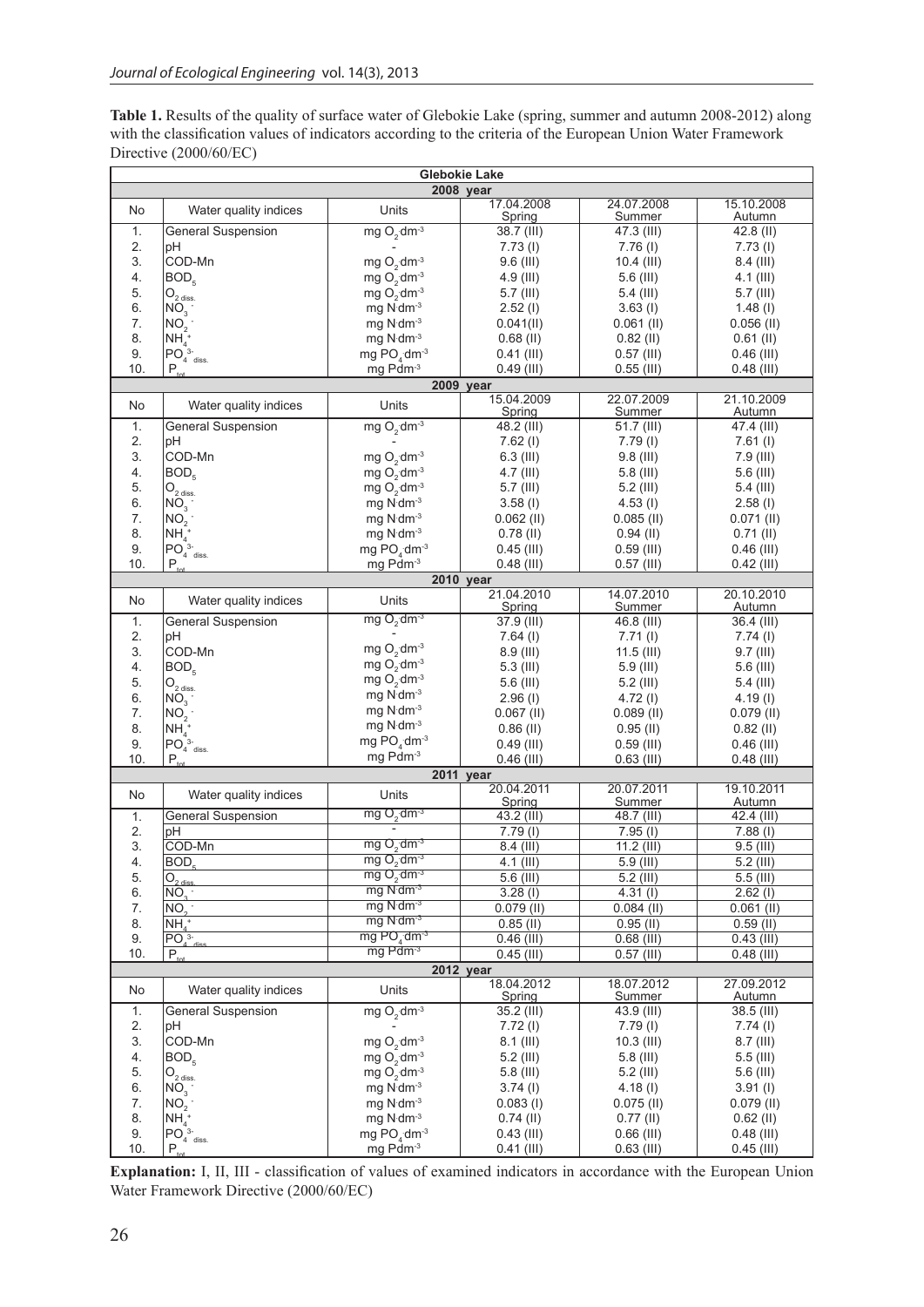**Table 1.** Results of the quality of surface water of Glebokie Lake (spring, summer and autumn 2008-2012) along with the classification values of indicators according to the criteria of the European Union Water Framework Directive (2000/60/EC)

| Glebokie Lake | | | | | |
|---|---|---|---|---|---|
| **2008 year** | | | | | |
| No | Water quality indices | Units | 17.04.2008 Spring | 24.07.2008 Summer | 15.10.2008 Autumn |
| 1. | General Suspension | mg $O_2$ dm$^{-3}$ | 38.7 (III) | 47.3 (III) | 42.8 (II) |
| 2. | pH | - | 7.73 (I) | 7.76 (I) | 7.73 (I) |
| 3. | COD-Mn | mg $O_2$ dm$^{-3}$ | 9.6 (III) | 10.4 (III) | 8.4 (III) |
| 4. | $BOD_5$ | mg $O_2$ dm$^{-3}$ | 4.9 (III) | 5.6 (III) | 4.1 (III) |
| 5. | $O_{2\ diss.}$ | mg $O_2$ dm$^{-3}$ | 5.7 (III) | 5.4 (III) | 5.7 (III) |
| 6. | $NO_3^-$ | mg N dm$^{-3}$ | 2.52 (I) | 3.63 (I) | 1.48 (I) |
| 7. | $NO_2^-$ | mg N dm$^{-3}$ | 0.041(II) | 0.061 (II) | 0.056 (II) |
| 8. | $NH_4^+$ | mg N dm$^{-3}$ | 0.68 (II) | 0.82 (II) | 0.61 (II) |
| 9. | $PO_4^{3-}$ $_{diss.}$ | mg $PO_4$ dm$^{-3}$ | 0.41 (III) | 0.57 (III) | 0.46 (III) |
| 10. | $P_{tot}$ | mg P dm$^{-3}$ | 0.49 (III) | 0.55 (III) | 0.48 (III) |
| **2009 year** | | | | | |
| No | Water quality indices | Units | 15.04.2009 Spring | 22.07.2009 Summer | 21.10.2009 Autumn |
| 1. | General Suspension | mg $O_2$ dm$^{-3}$ | 48.2 (III) | 51.7 (III) | 47.4 (III) |
| 2. | pH | - | 7.62 (I) | 7.79 (I) | 7.61 (I) |
| 3. | COD-Mn | mg $O_2$ dm$^{-3}$ | 6.3 (III) | 9.8 (III) | 7.9 (III) |
| 4. | $BOD_5$ | mg $O_2$ dm$^{-3}$ | 4.7 (III) | 5.8 (III) | 5.6 (III) |
| 5. | $O_{2\ diss.}$ | mg $O_2$ dm$^{-3}$ | 5.7 (III) | 5.2 (III) | 5.4 (III) |
| 6. | $NO_3^-$ | mg N dm$^{-3}$ | 3.58 (I) | 4.53 (I) | 2.58 (I) |
| 7. | $NO_2^-$ | mg N dm$^{-3}$ | 0.062 (II) | 0.085 (II) | 0.071 (II) |
| 8. | $NH_4^+$ | mg N dm$^{-3}$ | 0.78 (II) | 0.94 (II) | 0.71 (II) |
| 9. | $PO_4^{3-}$ $_{diss.}$ | mg $PO_4$ dm$^{-3}$ | 0.45 (III) | 0.59 (III) | 0.46 (III) |
| 10. | $P_{tot}$ | mg P dm$^{-3}$ | 0.48 (III) | 0.57 (III) | 0.42 (III) |
| **2010 year** | | | | | |
| No | Water quality indices | Units | 21.04.2010 Spring | 14.07.2010 Summer | 20.10.2010 Autumn |
| 1. | General Suspension | mg $O_2$ dm$^{-3}$ | 37.9 (III) | 46.8 (III) | 36.4 (III) |
| 2. | pH | - | 7.64 (I) | 7.71 (I) | 7.74 (I) |
| 3. | COD-Mn | mg $O_2$ dm$^{-3}$ | 8.9 (III) | 11.5 (III) | 9.7 (III) |
| 4. | $BOD_5$ | mg $O_2$ dm$^{-3}$ | 5.3 (III) | 5.9 (III) | 5.6 (III) |
| 5. | $O_{2\ diss.}$ | mg $O_2$ dm$^{-3}$ | 5.6 (III) | 5.2 (III) | 5.4 (III) |
| 6. | $NO_3^-$ | mg N dm$^{-3}$ | 2.96 (I) | 4.72 (I) | 4.19 (I) |
| 7. | $NO_2^-$ | mg N dm$^{-3}$ | 0.067 (II) | 0.089 (II) | 0.079 (II) |
| 8. | $NH_4^+$ | mg N dm$^{-3}$ | 0.86 (II) | 0.95 (II) | 0.82 (II) |
| 9. | $PO_4^{3-}$ $_{diss.}$ | mg $PO_4$ dm$^{-3}$ | 0.49 (III) | 0.59 (III) | 0.46 (III) |
| 10. | $P_{tot}$ | mg P dm$^{-3}$ | 0.46 (III) | 0.63 (III) | 0.48 (III) |
| **2011 year** | | | | | |
| No | Water quality indices | Units | 20.04.2011 Spring | 20.07.2011 Summer | 19.10.2011 Autumn |
| 1. | General Suspension | mg $O_2$ dm$^{-3}$ | 43.2 (III) | 48.7 (III) | 42.4 (III) |
| 2. | pH | - | 7.79 (I) | 7.95 (I) | 7.88 (I) |
| 3. | COD-Mn | mg $O_2$ dm$^{-3}$ | 8.4 (III) | 11.2 (III) | 9.5 (III) |
| 4. | $BOD_5$ | mg $O_2$ dm$^{-3}$ | 4.1 (III) | 5.9 (III) | 5.2 (III) |
| 5. | $O_{2\ diss.}$ | mg $O_2$ dm$^{-3}$ | 5.6 (III) | 5.2 (III) | 5.5 (III) |
| 6. | $NO_3^-$ | mg N dm$^{-3}$ | 3.28 (I) | 4.31 (I) | 2.62 (I) |
| 7. | $NO_2^-$ | mg N dm$^{-3}$ | 0.079 (II) | 0.084 (II) | 0.061 (II) |
| 8. | $NH_4^+$ | mg N dm$^{-3}$ | 0.85 (II) | 0.95 (II) | 0.59 (II) |
| 9. | $PO_4^{3-}$ $_{diss.}$ | mg $PO_4$ dm$^{-3}$ | 0.46 (III) | 0.68 (III) | 0.43 (III) |
| 10. | $P_{tot}$ | mg P dm$^{-3}$ | 0.45 (III) | 0.57 (III) | 0.48 (III) |
| **2012 year** | | | | | |
| No | Water quality indices | Units | 18.04.2012 Spring | 18.07.2012 Summer | 27.09.2012 Autumn |
| 1. | General Suspension | mg $O_2$ dm$^{-3}$ | 35.2 (III) | 43.9 (III) | 38.5 (III) |
| 2. | pH | - | 7.72 (I) | 7.79 (I) | 7.74 (I) |
| 3. | COD-Mn | mg $O_2$ dm$^{-3}$ | 8.1 (III) | 10.3 (III) | 8.7 (III) |
| 4. | $BOD_5$ | mg $O_2$ dm$^{-3}$ | 5.2 (III) | 5.8 (III) | 5.5 (III) |
| 5. | $O_{2\ diss.}$ | mg $O_2$ dm$^{-3}$ | 5.8 (III) | 5.2 (III) | 5.6 (III) |
| 6. | $NO_3^-$ | mg N dm$^{-3}$ | 3.74 (I) | 4.18 (I) | 3.91 (I) |
| 7. | $NO_2^-$ | mg N dm$^{-3}$ | 0.083 (II) | 0.075 (II) | 0.079 (II) |
| 8. | $NH_4^+$ | mg N dm$^{-3}$ | 0.74 (II) | 0.77 (II) | 0.62 (II) |
| 9. | $PO_4^{3-}$ $_{diss.}$ | mg $PO_4$ dm$^{-3}$ | 0.43 (III) | 0.66 (III) | 0.48 (III) |
| 10. | $P_{tot}$ | mg P dm$^{-3}$ | 0.41 (III) | 0.63 (III) | 0.45 (III) |

**Explanation:** I, II, III - classification of values of examined indicators in accordance with the European Union Water Framework Directive (2000/60/EC)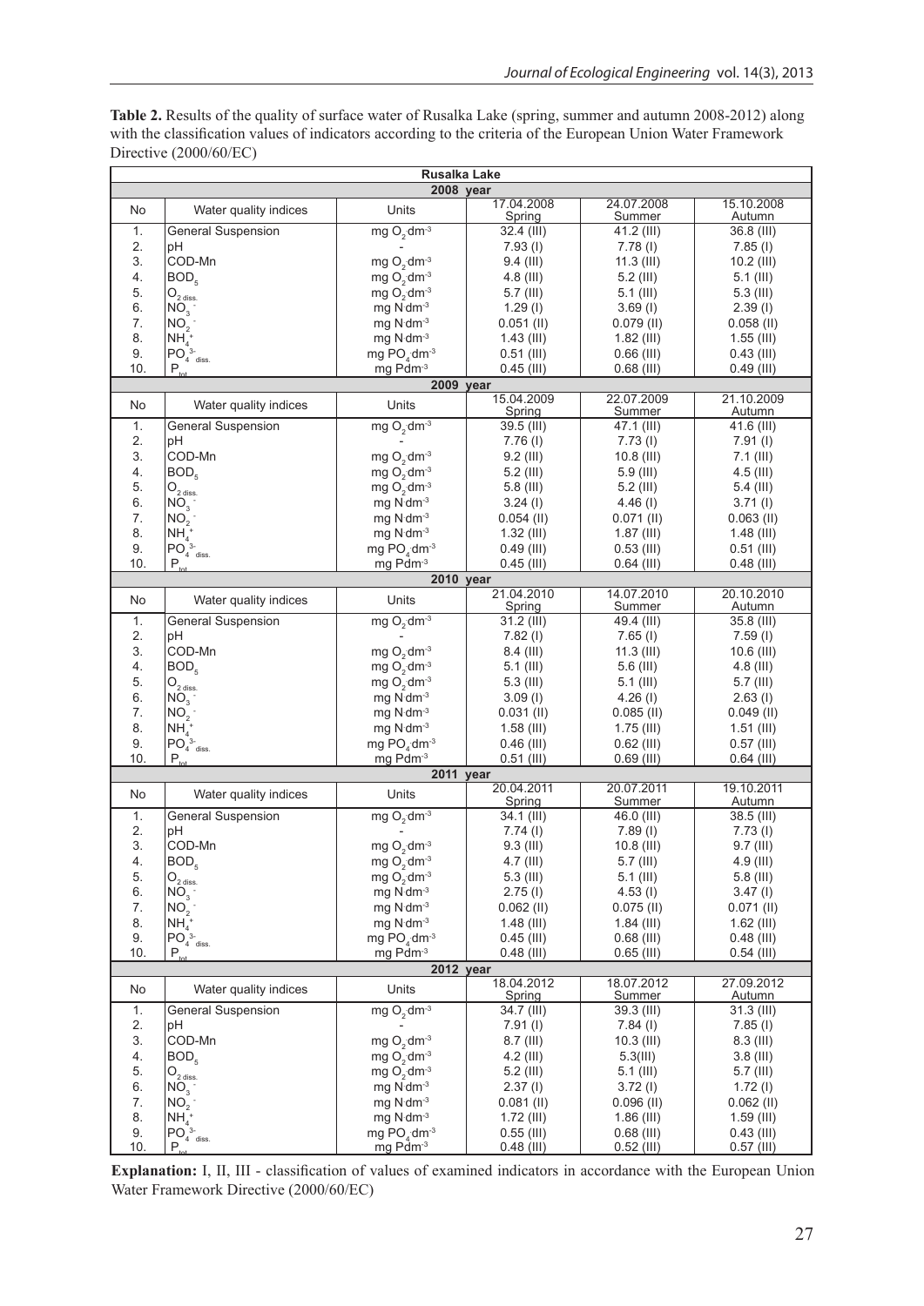**Table 2.** Results of the quality of surface water of Rusalka Lake (spring, summer and autumn 2008-2012) along with the classification values of indicators according to the criteria of the European Union Water Framework Directive (2000/60/EC)

| Rusalka Lake | | | | | |
|---|---|---|---|---|---|
| **2008 year** | | | | | |
| No | Water quality indices | Units | 17.04.2008 Spring | 24.07.2008 Summer | 15.10.2008 Autumn |
| 1. | General Suspension | mg $O_2$ $dm^{-3}$ | 32.4 (III) | 41.2 (III) | 36.8 (III) |
| 2. | pH | - | 7.93 (I) | 7.78 (I) | 7.85 (I) |
| 3. | COD-Mn | mg $O_2$ $dm^{-3}$ | 9.4 (III) | 11.3 (III) | 10.2 (III) |
| 4. | $BOD_5$ | mg $O_2$ $dm^{-3}$ | 4.8 (III) | 5.2 (III) | 5.1 (III) |
| 5. | $O_{2\ diss.}$ | mg $O_2$ $dm^{-3}$ | 5.7 (III) | 5.1 (III) | 5.3 (III) |
| 6. | $NO_3^-$ | mg N $dm^{-3}$ | 1.29 (I) | 3.69 (I) | 2.39 (I) |
| 7. | $NO_2^-$ | mg N $dm^{-3}$ | 0.051 (II) | 0.079 (II) | 0.058 (II) |
| 8. | $NH_4^+$ | mg N $dm^{-3}$ | 1.43 (III) | 1.82 (III) | 1.55 (III) |
| 9. | $PO_4^{3-}$ diss. | mg $PO_4$ $dm^{-3}$ | 0.51 (III) | 0.66 (III) | 0.43 (III) |
| 10. | $P_{tot}$ | mg P $dm^{-3}$ | 0.45 (III) | 0.68 (III) | 0.49 (III) |
| **2009 year** | | | | | |
| No | Water quality indices | Units | 15.04.2009 Spring | 22.07.2009 Summer | 21.10.2009 Autumn |
| 1. | General Suspension | mg $O_2$ $dm^{-3}$ | 39.5 (III) | 47.1 (III) | 41.6 (III) |
| 2. | pH | - | 7.76 (I) | 7.73 (I) | 7.91 (I) |
| 3. | COD-Mn | mg $O_2$ $dm^{-3}$ | 9.2 (III) | 10.8 (III) | 7.1 (III) |
| 4. | $BOD_5$ | mg $O_2$ $dm^{-3}$ | 5.2 (III) | 5.9 (III) | 4.5 (III) |
| 5. | $O_{2\ diss.}$ | mg $O_2$ $dm^{-3}$ | 5.8 (III) | 5.2 (III) | 5.4 (III) |
| 6. | $NO_3^-$ | mg N $dm^{-3}$ | 3.24 (I) | 4.46 (I) | 3.71 (I) |
| 7. | $NO_2^-$ | mg N $dm^{-3}$ | 0.054 (II) | 0.071 (II) | 0.063 (II) |
| 8. | $NH_4^+$ | mg N $dm^{-3}$ | 1.32 (III) | 1.87 (III) | 1.48 (III) |
| 9. | $PO_4^{3-}$ diss. | mg $PO_4$ $dm^{-3}$ | 0.49 (III) | 0.53 (III) | 0.51 (III) |
| 10. | $P_{tot}$ | mg P $dm^{-3}$ | 0.45 (III) | 0.64 (III) | 0.48 (III) |
| **2010 year** | | | | | |
| No | Water quality indices | Units | 21.04.2010 Spring | 14.07.2010 Summer | 20.10.2010 Autumn |
| 1. | General Suspension | mg $O_2$ $dm^{-3}$ | 31.2 (III) | 49.4 (III) | 35.8 (III) |
| 2. | pH | - | 7.82 (I) | 7.65 (I) | 7.59 (I) |
| 3. | COD-Mn | mg $O_2$ $dm^{-3}$ | 8.4 (III) | 11.3 (III) | 10.6 (III) |
| 4. | $BOD_5$ | mg $O_2$ $dm^{-3}$ | 5.1 (III) | 5.6 (III) | 4.8 (III) |
| 5. | $O_{2\ diss.}$ | mg $O_2$ $dm^{-3}$ | 5.3 (III) | 5.1 (III) | 5.7 (III) |
| 6. | $NO_3^-$ | mg N $dm^{-3}$ | 3.09 (I) | 4.26 (I) | 2.63 (I) |
| 7. | $NO_2^-$ | mg N $dm^{-3}$ | 0.031 (II) | 0.085 (II) | 0.049 (II) |
| 8. | $NH_4^+$ | mg N $dm^{-3}$ | 1.58 (III) | 1.75 (III) | 1.51 (III) |
| 9. | $PO_4^{3-}$ diss. | mg $PO_4$ $dm^{-3}$ | 0.46 (III) | 0.62 (III) | 0.57 (III) |
| 10. | $P_{tot}$ | mg P $dm^{-3}$ | 0.51 (III) | 0.69 (III) | 0.64 (III) |
| **2011 year** | | | | | |
| No | Water quality indices | Units | 20.04.2011 Spring | 20.07.2011 Summer | 19.10.2011 Autumn |
| 1. | General Suspension | mg $O_2$ $dm^{-3}$ | 34.1 (III) | 46.0 (III) | 38.5 (III) |
| 2. | pH | - | 7.74 (I) | 7.89 (I) | 7.73 (I) |
| 3. | COD-Mn | mg $O_2$ $dm^{-3}$ | 9.3 (III) | 10.8 (III) | 9.7 (III) |
| 4. | $BOD_5$ | mg $O_2$ $dm^{-3}$ | 4.7 (III) | 5.7 (III) | 4.9 (III) |
| 5. | $O_{2\ diss.}$ | mg $O_2$ $dm^{-3}$ | 5.3 (III) | 5.1 (III) | 5.8 (III) |
| 6. | $NO_3^-$ | mg N $dm^{-3}$ | 2.75 (I) | 4.53 (I) | 3.47 (I) |
| 7. | $NO_2^-$ | mg N $dm^{-3}$ | 0.062 (II) | 0.075 (II) | 0.071 (II) |
| 8. | $NH_4^+$ | mg N $dm^{-3}$ | 1.48 (III) | 1.84 (III) | 1.62 (III) |
| 9. | $PO_4^{3-}$ diss. | mg $PO_4$ $dm^{-3}$ | 0.45 (III) | 0.68 (III) | 0.48 (III) |
| 10. | $P_{tot}$ | mg P $dm^{-3}$ | 0.48 (III) | 0.65 (III) | 0.54 (III) |
| **2012 year** | | | | | |
| No | Water quality indices | Units | 18.04.2012 Spring | 18.07.2012 Summer | 27.09.2012 Autumn |
| 1. | General Suspension | mg $O_2$ $dm^{-3}$ | 34.7 (III) | 39.3 (III) | 31.3 (III) |
| 2. | pH | - | 7.91 (I) | 7.84 (I) | 7.85 (I) |
| 3. | COD-Mn | mg $O_2$ $dm^{-3}$ | 8.7 (III) | 10.3 (III) | 8.3 (III) |
| 4. | $BOD_5$ | mg $O_2$ $dm^{-3}$ | 4.2 (III) | 5.3(III) | 3.8 (III) |
| 5. | $O_{2\ diss.}$ | mg $O_2$ $dm^{-3}$ | 5.2 (III) | 5.1 (III) | 5.7 (III) |
| 6. | $NO_3^-$ | mg N $dm^{-3}$ | 2.37 (I) | 3.72 (I) | 1.72 (I) |
| 7. | $NO_2^-$ | mg N $dm^{-3}$ | 0.081 (II) | 0.096 (II) | 0.062 (II) |
| 8. | $NH_4^+$ | mg N $dm^{-3}$ | 1.72 (III) | 1.86 (III) | 1.59 (III) |
| 9. | $PO_4^{3-}$ diss. | mg $PO_4$ $dm^{-3}$ | 0.55 (III) | 0.68 (III) | 0.43 (III) |
| 10. | $P_{tot}$ | mg P $dm^{-3}$ | 0.48 (III) | 0.52 (III) | 0.57 (III) |

**Explanation:** I, II, III - classification of values of examined indicators in accordance with the European Union Water Framework Directive (2000/60/EC)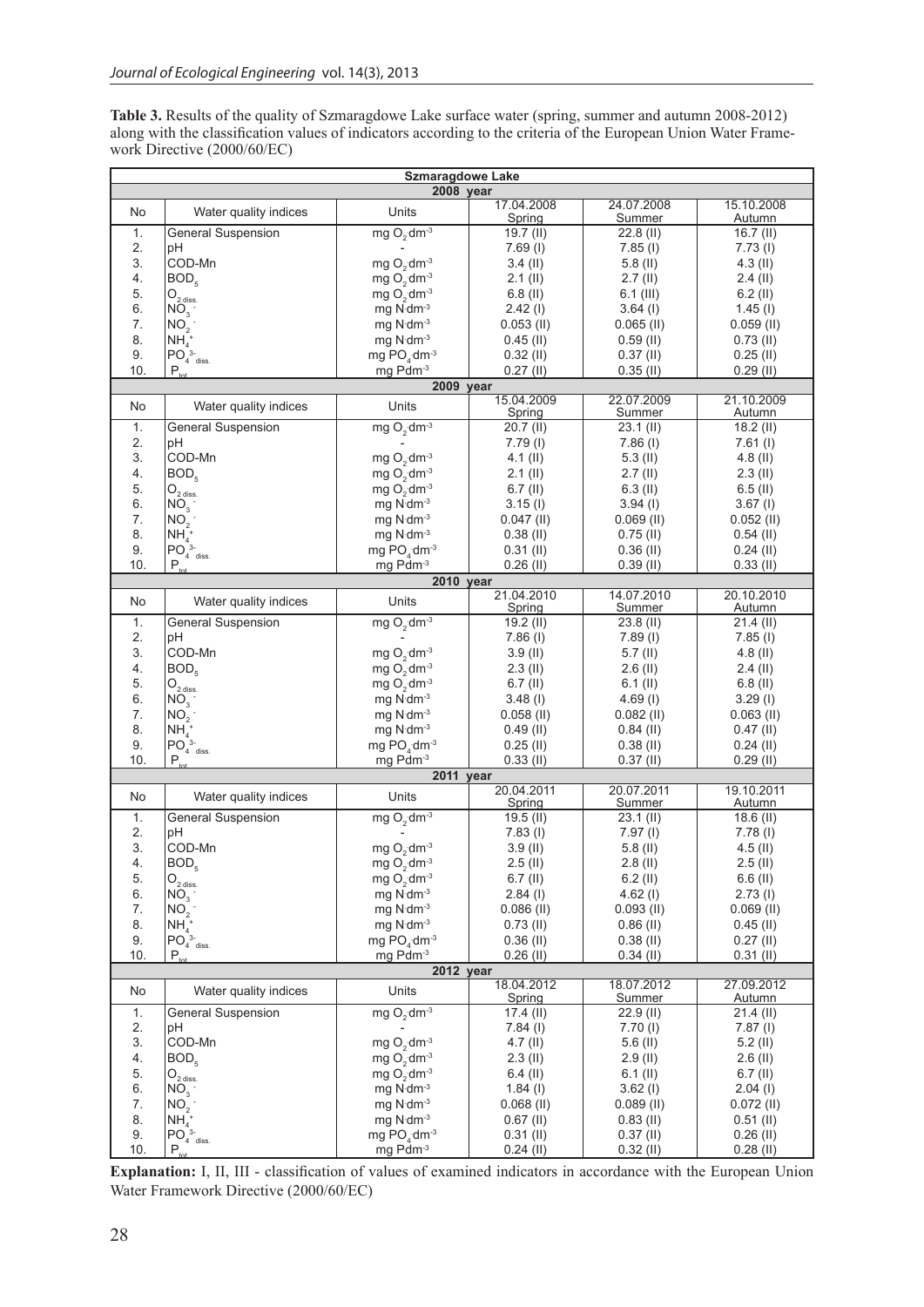**Table 3.** Results of the quality of Szmaragdowe Lake surface water (spring, summer and autumn 2008-2012) along with the classification values of indicators according to the criteria of the European Union Water Framework Directive (2000/60/EC)

| Szmaragdowe Lake | | | | | |
|---|---|---|---|---|---|
| **2008 year** | | | | | |
| No | Water quality indices | Units | 17.04.2008 Spring | 24.07.2008 Summer | 15.10.2008 Autumn |
| 1. | General Suspension | mg $O_2$·dm$^{-3}$ | 19.7 (II) | 22.8 (II) | 16.7 (II) |
| 2. | pH | - | 7.69 (I) | 7.85 (I) | 7.73 (I) |
| 3. | COD-Mn | mg $O_2$·dm$^{-3}$ | 3.4 (II) | 5.8 (II) | 4.3 (II) |
| 4. | $BOD_5$ | mg $O_2$·dm$^{-3}$ | 2.1 (II) | 2.7 (II) | 2.4 (II) |
| 5. | $O_{2\ diss.}$ | mg $O_2$·dm$^{-3}$ | 6.8 (II) | 6.1 (III) | 6.2 (II) |
| 6. | $NO_3^-$ | mg N·dm$^{-3}$ | 2.42 (I) | 3.64 (I) | 1.45 (I) |
| 7. | $NO_2^-$ | mg N·dm$^{-3}$ | 0.053 (II) | 0.065 (II) | 0.059 (II) |
| 8. | $NH_4^+$ | mg N·dm$^{-3}$ | 0.45 (II) | 0.59 (II) | 0.73 (II) |
| 9. | $PO_4^{3-}$ diss. | mg $PO_4$·dm$^{-3}$ | 0.32 (II) | 0.37 (II) | 0.25 (II) |
| 10. | $P_{tot}$ | mg P·dm$^{-3}$ | 0.27 (II) | 0.35 (II) | 0.29 (II) |
| **2009 year** | | | | | |
| No | Water quality indices | Units | 15.04.2009 Spring | 22.07.2009 Summer | 21.10.2009 Autumn |
| 1. | General Suspension | mg $O_2$·dm$^{-3}$ | 20.7 (II) | 23.1 (II) | 18.2 (II) |
| 2. | pH | - | 7.79 (I) | 7.86 (I) | 7.61 (I) |
| 3. | COD-Mn | mg $O_2$·dm$^{-3}$ | 4.1 (II) | 5.3 (II) | 4.8 (II) |
| 4. | $BOD_5$ | mg $O_2$·dm$^{-3}$ | 2.1 (II) | 2.7 (II) | 2.3 (II) |
| 5. | $O_{2\ diss.}$ | mg $O_2$·dm$^{-3}$ | 6.7 (II) | 6.3 (II) | 6.5 (II) |
| 6. | $NO_3^-$ | mg N·dm$^{-3}$ | 3.15 (I) | 3.94 (I) | 3.67 (I) |
| 7. | $NO_2^-$ | mg N·dm$^{-3}$ | 0.047 (II) | 0.069 (II) | 0.052 (II) |
| 8. | $NH_4^+$ | mg N·dm$^{-3}$ | 0.38 (II) | 0.75 (II) | 0.54 (II) |
| 9. | $PO_4^{3-}$ diss. | mg $PO_4$·dm$^{-3}$ | 0.31 (II) | 0.36 (II) | 0.24 (II) |
| 10. | $P_{tot}$ | mg P·dm$^{-3}$ | 0.26 (II) | 0.39 (II) | 0.33 (II) |
| **2010 year** | | | | | |
| No | Water quality indices | Units | 21.04.2010 Spring | 14.07.2010 Summer | 20.10.2010 Autumn |
| 1. | General Suspension | mg $O_2$·dm$^{-3}$ | 19.2 (II) | 23.8 (II) | 21.4 (II) |
| 2. | pH | - | 7.86 (I) | 7.89 (I) | 7.85 (I) |
| 3. | COD-Mn | mg $O_2$·dm$^{-3}$ | 3.9 (II) | 5.7 (II) | 4.8 (II) |
| 4. | $BOD_5$ | mg $O_2$·dm$^{-3}$ | 2.3 (II) | 2.6 (II) | 2.4 (II) |
| 5. | $O_{2\ diss.}$ | mg $O_2$·dm$^{-3}$ | 6.7 (II) | 6.1 (II) | 6.8 (II) |
| 6. | $NO_3^-$ | mg N·dm$^{-3}$ | 3.48 (I) | 4.69 (I) | 3.29 (I) |
| 7. | $NO_2^-$ | mg N·dm$^{-3}$ | 0.058 (II) | 0.082 (II) | 0.063 (II) |
| 8. | $NH_4^+$ | mg N·dm$^{-3}$ | 0.49 (II) | 0.84 (II) | 0.47 (II) |
| 9. | $PO_4^{3-}$ diss. | mg $PO_4$·dm$^{-3}$ | 0.25 (II) | 0.38 (II) | 0.24 (II) |
| 10. | $P_{tot}$ | mg P·dm$^{-3}$ | 0.33 (II) | 0.37 (II) | 0.29 (II) |
| **2011 year** | | | | | |
| No | Water quality indices | Units | 20.04.2011 Spring | 20.07.2011 Summer | 19.10.2011 Autumn |
| 1. | General Suspension | mg $O_2$·dm$^{-3}$ | 19.5 (II) | 23.1 (II) | 18.6 (II) |
| 2. | pH | - | 7.83 (I) | 7.97 (I) | 7.78 (I) |
| 3. | COD-Mn | mg $O_2$·dm$^{-3}$ | 3.9 (II) | 5.8 (II) | 4.5 (II) |
| 4. | $BOD_5$ | mg $O_2$·dm$^{-3}$ | 2.5 (II) | 2.8 (II) | 2.5 (II) |
| 5. | $O_{2\ diss.}$ | mg $O_2$·dm$^{-3}$ | 6.7 (II) | 6.2 (II) | 6.6 (II) |
| 6. | $NO_3^-$ | mg N·dm$^{-3}$ | 2.84 (I) | 4.62 (I) | 2.73 (I) |
| 7. | $NO_2^-$ | mg N·dm$^{-3}$ | 0.086 (II) | 0.093 (II) | 0.069 (II) |
| 8. | $NH_4^+$ | mg N·dm$^{-3}$ | 0.73 (II) | 0.86 (II) | 0.45 (II) |
| 9. | $PO_4^{3-}$ diss. | mg $PO_4$·dm$^{-3}$ | 0.36 (II) | 0.38 (II) | 0.27 (II) |
| 10. | $P_{tot}$ | mg P·dm$^{-3}$ | 0.26 (II) | 0.34 (II) | 0.31 (II) |
| **2012 year** | | | | | |
| No | Water quality indices | Units | 18.04.2012 Spring | 18.07.2012 Summer | 27.09.2012 Autumn |
| 1. | General Suspension | mg $O_2$·dm$^{-3}$ | 17.4 (II) | 22.9 (II) | 21.4 (II) |
| 2. | pH | - | 7.84 (I) | 7.70 (I) | 7.87 (I) |
| 3. | COD-Mn | mg $O_2$·dm$^{-3}$ | 4.7 (II) | 5.6 (II) | 5.2 (II) |
| 4. | $BOD_5$ | mg $O_2$·dm$^{-3}$ | 2.3 (II) | 2.9 (II) | 2.6 (II) |
| 5. | $O_{2\ diss.}$ | mg $O_2$·dm$^{-3}$ | 6.4 (II) | 6.1 (II) | 6.7 (II) |
| 6. | $NO_3^-$ | mg N·dm$^{-3}$ | 1.84 (I) | 3.62 (I) | 2.04 (I) |
| 7. | $NO_2^-$ | mg N·dm$^{-3}$ | 0.068 (II) | 0.089 (II) | 0.072 (II) |
| 8. | $NH_4^+$ | mg N·dm$^{-3}$ | 0.67 (II) | 0.83 (II) | 0.51 (II) |
| 9. | $PO_4^{3-}$ diss. | mg $PO_4$·dm$^{-3}$ | 0.31 (II) | 0.37 (II) | 0.26 (II) |
| 10. | $P_{tot}$ | mg P·dm$^{-3}$ | 0.24 (II) | 0.32 (II) | 0.28 (II) |

**Explanation:** I, II, III - classification of values of examined indicators in accordance with the European Union Water Framework Directive (2000/60/EC)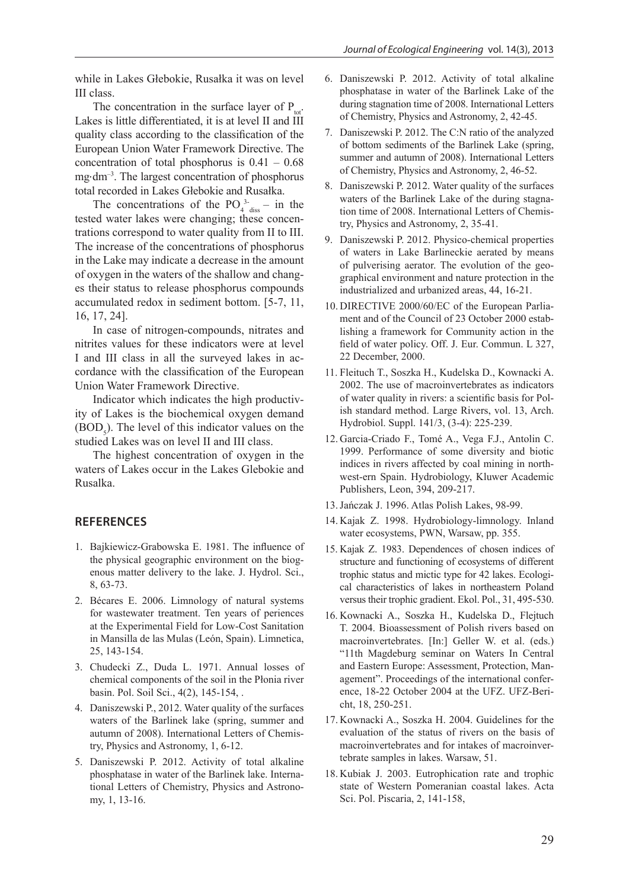while in Lakes Głebokie, Rusałka it was on level III class.

The concentration in the surface layer of $P_{tot}$. Lakes is little differentiated, it is at level II and III quality class according to the classification of the European Union Water Framework Directive. The concentration of total phosphorus is 0.41 – 0.68 $mg{\cdot}dm^{-3}$. The largest concentration of phosphorus total recorded in Lakes Głebokie and Rusałka.

The concentrations of the $PO_4^{3-}{}_{diss}$ – in the tested water lakes were changing; these concentrations correspond to water quality from II to III. The increase of the concentrations of phosphorus in the Lake may indicate a decrease in the amount of oxygen in the waters of the shallow and changes their status to release phosphorus compounds accumulated redox in sediment bottom. [5-7, 11, 16, 17, 24].

In case of nitrogen-compounds, nitrates and nitrites values for these indicators were at level I and III class in all the surveyed lakes in accordance with the classification of the European Union Water Framework Directive.

Indicator which indicates the high productivity of Lakes is the biochemical oxygen demand ($BOD_5$). The level of this indicator values on the studied Lakes was on level II and III class.

The highest concentration of oxygen in the waters of Lakes occur in the Lakes Glebokie and Rusalka.

## REFERENCES

1. Bajkiewicz-Grabowska E. 1981. The influence of the physical geographic environment on the biogenous matter delivery to the lake. J. Hydrol. Sci., 8, 63-73.
2. Bécares E. 2006. Limnology of natural systems for wastewater treatment. Ten years of periences at the Experimental Field for Low-Cost Sanitation in Mansilla de las Mulas (León, Spain). Limnetica, 25, 143-154.
3. Chudecki Z., Duda L. 1971. Annual losses of chemical components of the soil in the Płonia river basin. Pol. Soil Sci., 4(2), 145-154, .
4. Daniszewski P., 2012. Water quality of the surfaces waters of the Barlinek lake (spring, summer and autumn of 2008). International Letters of Chemistry, Physics and Astronomy, 1, 6-12.
5. Daniszewski P. 2012. Activity of total alkaline phosphatase in water of the Barlinek lake. International Letters of Chemistry, Physics and Astronomy, 1, 13-16.
6. Daniszewski P. 2012. Activity of total alkaline phosphatase in water of the Barlinek Lake of the during stagnation time of 2008. International Letters of Chemistry, Physics and Astronomy, 2, 42-45.
7. Daniszewski P. 2012. The C:N ratio of the analyzed of bottom sediments of the Barlinek Lake (spring, summer and autumn of 2008). International Letters of Chemistry, Physics and Astronomy, 2, 46-52.
8. Daniszewski P. 2012. Water quality of the surfaces waters of the Barlinek Lake of the during stagnation time of 2008. International Letters of Chemistry, Physics and Astronomy, 2, 35-41.
9. Daniszewski P. 2012. Physico-chemical properties of waters in Lake Barlineckie aerated by means of pulverising aerator. The evolution of the geographical environment and nature protection in the industrialized and urbanized areas, 44, 16-21.
10. DIRECTIVE 2000/60/EC of the European Parliament and of the Council of 23 October 2000 establishing a framework for Community action in the field of water policy. Off. J. Eur. Commun. L 327, 22 December, 2000.
11. Fleituch T., Soszka H., Kudelska D., Kownacki A. 2002. The use of macroinvertebrates as indicators of water quality in rivers: a scientific basis for Polish standard method. Large Rivers, vol. 13, Arch. Hydrobiol. Suppl. 141/3, (3-4): 225-239.
12. Garcia-Criado F., Tomé A., Vega F.J., Antolin C. 1999. Performance of some diversity and biotic indices in rivers affected by coal mining in northwest-ern Spain. Hydrobiology, Kluwer Academic Publishers, Leon, 394, 209-217.
13. Jańczak J. 1996. Atlas Polish Lakes, 98-99.
14. Kajak Z. 1998. Hydrobiology-limnology. Inland water ecosystems, PWN, Warsaw, pp. 355.
15. Kajak Z. 1983. Dependences of chosen indices of structure and functioning of ecosystems of different trophic status and mictic type for 42 lakes. Ecological characteristics of lakes in northeastern Poland versus their trophic gradient. Ekol. Pol., 31, 495-530.
16. Kownacki A., Soszka H., Kudelska D., Flejtuch T. 2004. Bioassessment of Polish rivers based on macroinvertebrates. [In:] Geller W. et al. (eds.) "11th Magdeburg seminar on Waters In Central and Eastern Europe: Assessment, Protection, Management". Proceedings of the international conference, 18-22 October 2004 at the UFZ. UFZ-Bericht, 18, 250-251.
17. Kownacki A., Soszka H. 2004. Guidelines for the evaluation of the status of rivers on the basis of macroinvertebrates and for intakes of macroinvertebrate samples in lakes. Warsaw, 51.
18. Kubiak J. 2003. Eutrophication rate and trophic state of Western Pomeranian coastal lakes. Acta Sci. Pol. Piscaria, 2, 141-158,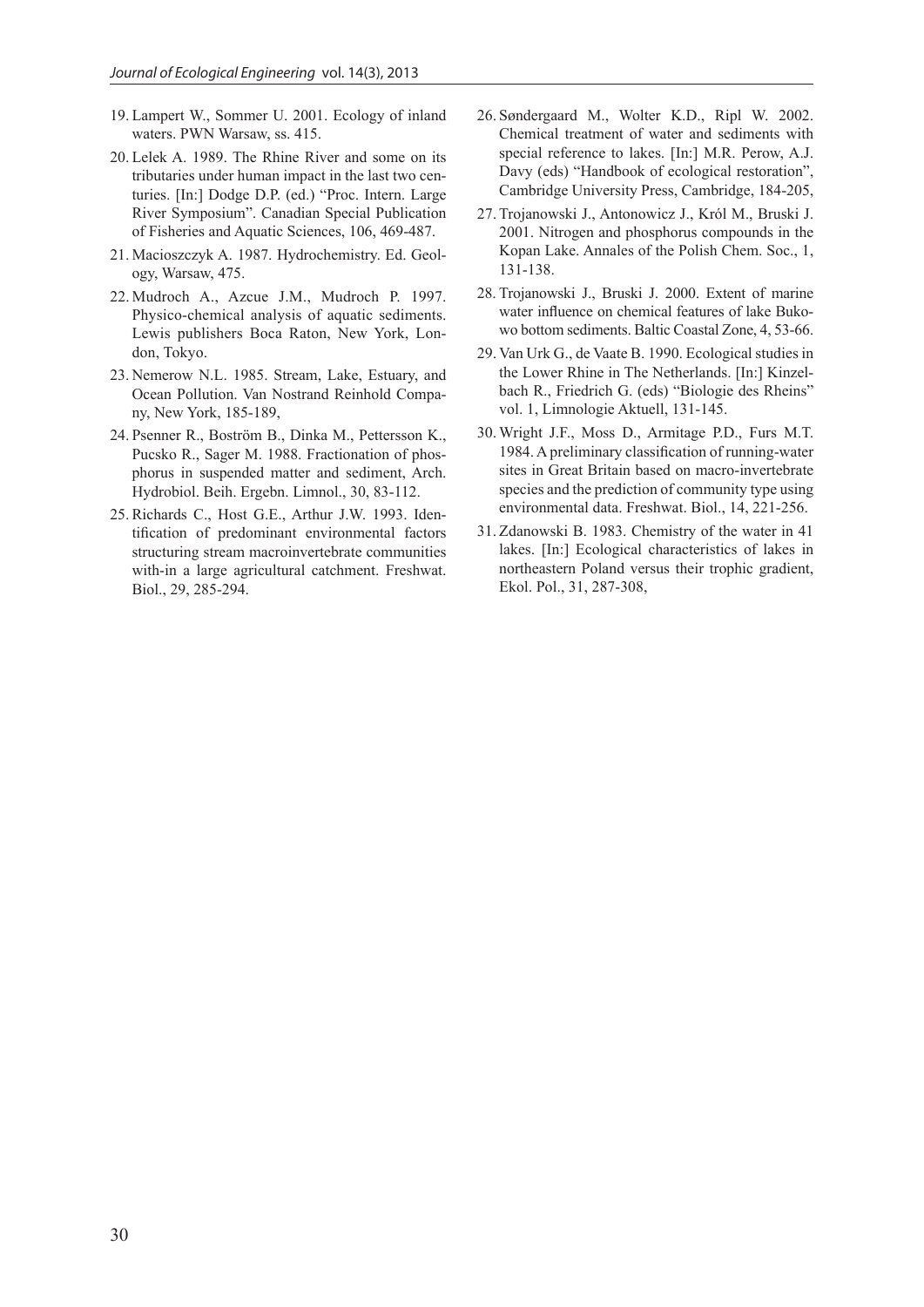19. Lampert W., Sommer U. 2001. Ecology of inland waters. PWN Warsaw, ss. 415.

20. Lelek A. 1989. The Rhine River and some on its tributaries under human impact in the last two centuries. [In:] Dodge D.P. (ed.) "Proc. Intern. Large River Symposium". Canadian Special Publication of Fisheries and Aquatic Sciences, 106, 469-487.

21. Macioszczyk A. 1987. Hydrochemistry. Ed. Geology, Warsaw, 475.

22. Mudroch A., Azcue J.M., Mudroch P. 1997. Physico-chemical analysis of aquatic sediments. Lewis publishers Boca Raton, New York, London, Tokyo.

23. Nemerow N.L. 1985. Stream, Lake, Estuary, and Ocean Pollution. Van Nostrand Reinhold Company, New York, 185-189,

24. Psenner R., Boström B., Dinka M., Pettersson K., Pucsko R., Sager M. 1988. Fractionation of phosphorus in suspended matter and sediment, Arch. Hydrobiol. Beih. Ergebn. Limnol., 30, 83-112.

25. Richards C., Host G.E., Arthur J.W. 1993. Identification of predominant environmental factors structuring stream macroinvertebrate communities with-in a large agricultural catchment. Freshwat. Biol., 29, 285-294.

26. Søndergaard M., Wolter K.D., Ripl W. 2002. Chemical treatment of water and sediments with special reference to lakes. [In:] M.R. Perow, A.J. Davy (eds) "Handbook of ecological restoration", Cambridge University Press, Cambridge, 184-205,

27. Trojanowski J., Antonowicz J., Król M., Bruski J. 2001. Nitrogen and phosphorus compounds in the Kopan Lake. Annales of the Polish Chem. Soc., 1, 131-138.

28. Trojanowski J., Bruski J. 2000. Extent of marine water influence on chemical features of lake Bukowo bottom sediments. Baltic Coastal Zone, 4, 53-66.

29. Van Urk G., de Vaate B. 1990. Ecological studies in the Lower Rhine in The Netherlands. [In:] Kinzelbach R., Friedrich G. (eds) "Biologie des Rheins" vol. 1, Limnologie Aktuell, 131-145.

30. Wright J.F., Moss D., Armitage P.D., Furs M.T. 1984. A preliminary classification of running-water sites in Great Britain based on macro-invertebrate species and the prediction of community type using environmental data. Freshwat. Biol., 14, 221-256.

31. Zdanowski B. 1983. Chemistry of the water in 41 lakes. [In:] Ecological characteristics of lakes in northeastern Poland versus their trophic gradient, Ekol. Pol., 31, 287-308,